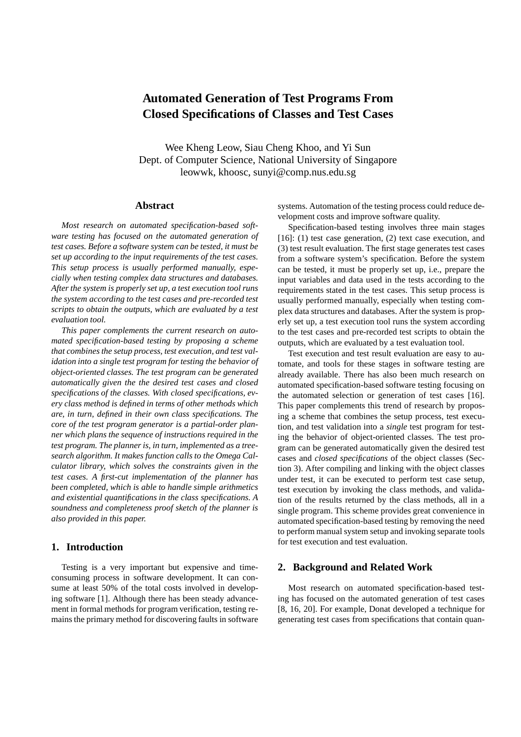# Automated Generation of Test Programs From Closed Specifications of Classes and Test Cases

Wee Kheng Leow, Siau Cheng Khoo, and Yi Sun
Dept. of Computer Science, National University of Singapore
leowwk, khoosc, sunyi@comp.nus.edu.sg

## Abstract

*Most research on automated specification-based software testing has focused on the automated generation of test cases. Before a software system can be tested, it must be set up according to the input requirements of the test cases. This setup process is usually performed manually, especially when testing complex data structures and databases. After the system is properly set up, a test execution tool runs the system according to the test cases and pre-recorded test scripts to obtain the outputs, which are evaluated by a test evaluation tool.*

*This paper complements the current research on automated specification-based testing by proposing a scheme that combines the setup process, test execution, and test validation into a single test program for testing the behavior of object-oriented classes. The test program can be generated automatically given the the desired test cases and closed specifications of the classes. With closed specifications, every class method is defined in terms of other methods which are, in turn, defined in their own class specifications. The core of the test program generator is a partial-order planner which plans the sequence of instructions required in the test program. The planner is, in turn, implemented as a tree-search algorithm. It makes function calls to the Omega Calculator library, which solves the constraints given in the test cases. A first-cut implementation of the planner has been completed, which is able to handle simple arithmetics and existential quantifications in the class specifications. A soundness and completeness proof sketch of the planner is also provided in this paper.*

## 1. Introduction

Testing is a very important but expensive and time-consuming process in software development. It can consume at least 50% of the total costs involved in developing software [1]. Although there has been steady advancement in formal methods for program verification, testing remains the primary method for discovering faults in software systems. Automation of the testing process could reduce development costs and improve software quality.

Specification-based testing involves three main stages [16]: (1) test case generation, (2) text case execution, and (3) test result evaluation. The first stage generates test cases from a software system's specification. Before the system can be tested, it must be properly set up, i.e., prepare the input variables and data used in the tests according to the requirements stated in the test cases. This setup process is usually performed manually, especially when testing complex data structures and databases. After the system is properly set up, a test execution tool runs the system according to the test cases and pre-recorded test scripts to obtain the outputs, which are evaluated by a test evaluation tool.

Test execution and test result evaluation are easy to automate, and tools for these stages in software testing are already available. There has also been much research on automated specification-based software testing focusing on the automated selection or generation of test cases [16]. This paper complements this trend of research by proposing a scheme that combines the setup process, test execution, and test validation into a *single* test program for testing the behavior of object-oriented classes. The test program can be generated automatically given the desired test cases and *closed specifications* of the object classes (Section 3). After compiling and linking with the object classes under test, it can be executed to perform test case setup, test execution by invoking the class methods, and validation of the results returned by the class methods, all in a single program. This scheme provides great convenience in automated specification-based testing by removing the need to perform manual system setup and invoking separate tools for test execution and test evaluation.

## 2. Background and Related Work

Most research on automated specification-based testing has focused on the automated generation of test cases [8, 16, 20]. For example, Donat developed a technique for generating test cases from specifications that contain quan-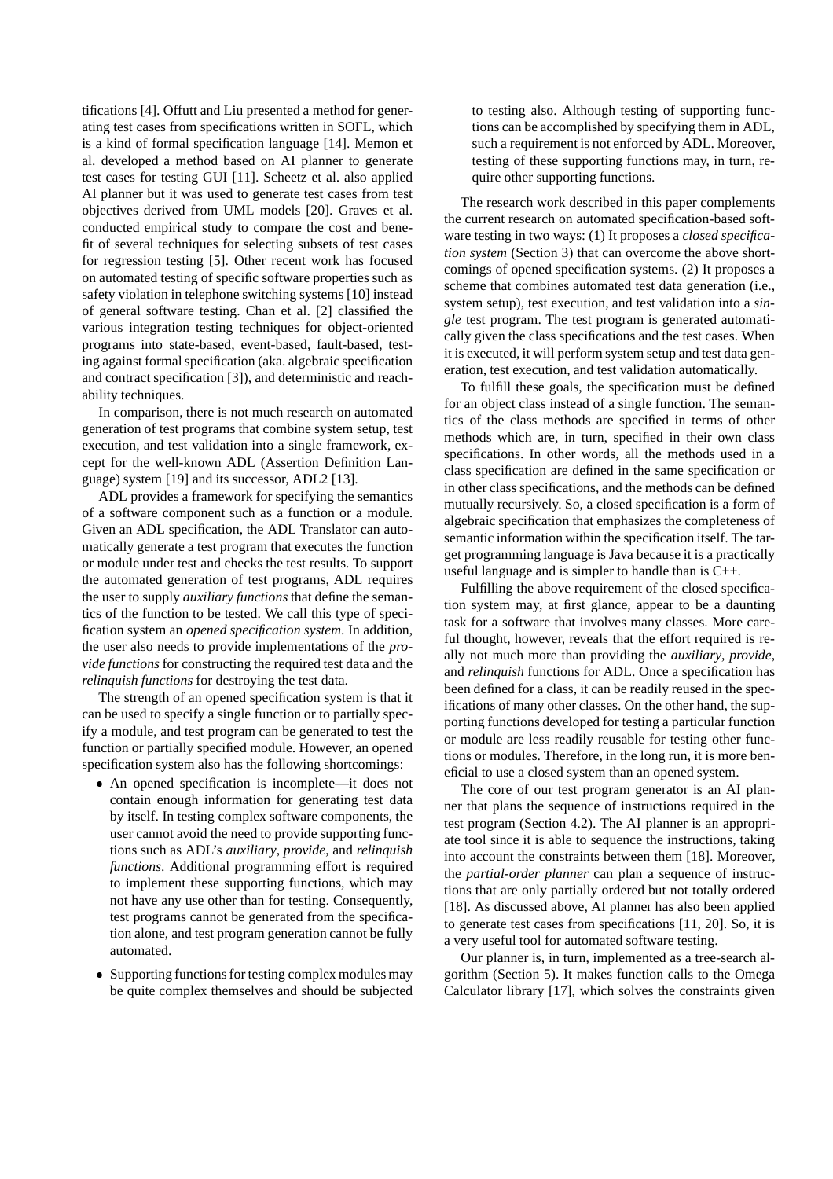tifications [4]. Offutt and Liu presented a method for generating test cases from specifications written in SOFL, which is a kind of formal specification language [14]. Memon et al. developed a method based on AI planner to generate test cases for testing GUI [11]. Scheetz et al. also applied AI planner but it was used to generate test cases from test objectives derived from UML models [20]. Graves et al. conducted empirical study to compare the cost and benefit of several techniques for selecting subsets of test cases for regression testing [5]. Other recent work has focused on automated testing of specific software properties such as safety violation in telephone switching systems [10] instead of general software testing. Chan et al. [2] classified the various integration testing techniques for object-oriented programs into state-based, event-based, fault-based, testing against formal specification (aka. algebraic specification and contract specification [3]), and deterministic and reachability techniques.

In comparison, there is not much research on automated generation of test programs that combine system setup, test execution, and test validation into a single framework, except for the well-known ADL (Assertion Definition Language) system [19] and its successor, ADL2 [13].

ADL provides a framework for specifying the semantics of a software component such as a function or a module. Given an ADL specification, the ADL Translator can automatically generate a test program that executes the function or module under test and checks the test results. To support the automated generation of test programs, ADL requires the user to supply *auxiliary functions* that define the semantics of the function to be tested. We call this type of specification system an *opened specification system*. In addition, the user also needs to provide implementations of the *provide functions* for constructing the required test data and the *relinquish functions* for destroying the test data.

The strength of an opened specification system is that it can be used to specify a single function or to partially specify a module, and test program can be generated to test the function or partially specified module. However, an opened specification system also has the following shortcomings:

- An opened specification is incomplete—it does not contain enough information for generating test data by itself. In testing complex software components, the user cannot avoid the need to provide supporting functions such as ADL's *auxiliary*, *provide*, and *relinquish functions*. Additional programming effort is required to implement these supporting functions, which may not have any use other than for testing. Consequently, test programs cannot be generated from the specification alone, and test program generation cannot be fully automated.
- Supporting functions for testing complex modules may be quite complex themselves and should be subjected to testing also. Although testing of supporting functions can be accomplished by specifying them in ADL, such a requirement is not enforced by ADL. Moreover, testing of these supporting functions may, in turn, require other supporting functions.

The research work described in this paper complements the current research on automated specification-based software testing in two ways: (1) It proposes a *closed specification system* (Section 3) that can overcome the above shortcomings of opened specification systems. (2) It proposes a scheme that combines automated test data generation (i.e., system setup), test execution, and test validation into a *single* test program. The test program is generated automatically given the class specifications and the test cases. When it is executed, it will perform system setup and test data generation, test execution, and test validation automatically.

To fulfill these goals, the specification must be defined for an object class instead of a single function. The semantics of the class methods are specified in terms of other methods which are, in turn, specified in their own class specifications. In other words, all the methods used in a class specification are defined in the same specification or in other class specifications, and the methods can be defined mutually recursively. So, a closed specification is a form of algebraic specification that emphasizes the completeness of semantic information within the specification itself. The target programming language is Java because it is a practically useful language and is simpler to handle than is C++.

Fulfilling the above requirement of the closed specification system may, at first glance, appear to be a daunting task for a software that involves many classes. More careful thought, however, reveals that the effort required is really not much more than providing the *auxiliary*, *provide*, and *relinquish* functions for ADL. Once a specification has been defined for a class, it can be readily reused in the specifications of many other classes. On the other hand, the supporting functions developed for testing a particular function or module are less readily reusable for testing other functions or modules. Therefore, in the long run, it is more beneficial to use a closed system than an opened system.

The core of our test program generator is an AI planner that plans the sequence of instructions required in the test program (Section 4.2). The AI planner is an appropriate tool since it is able to sequence the instructions, taking into account the constraints between them [18]. Moreover, the *partial-order planner* can plan a sequence of instructions that are only partially ordered but not totally ordered [18]. As discussed above, AI planner has also been applied to generate test cases from specifications [11, 20]. So, it is a very useful tool for automated software testing.

Our planner is, in turn, implemented as a tree-search algorithm (Section 5). It makes function calls to the Omega Calculator library [17], which solves the constraints given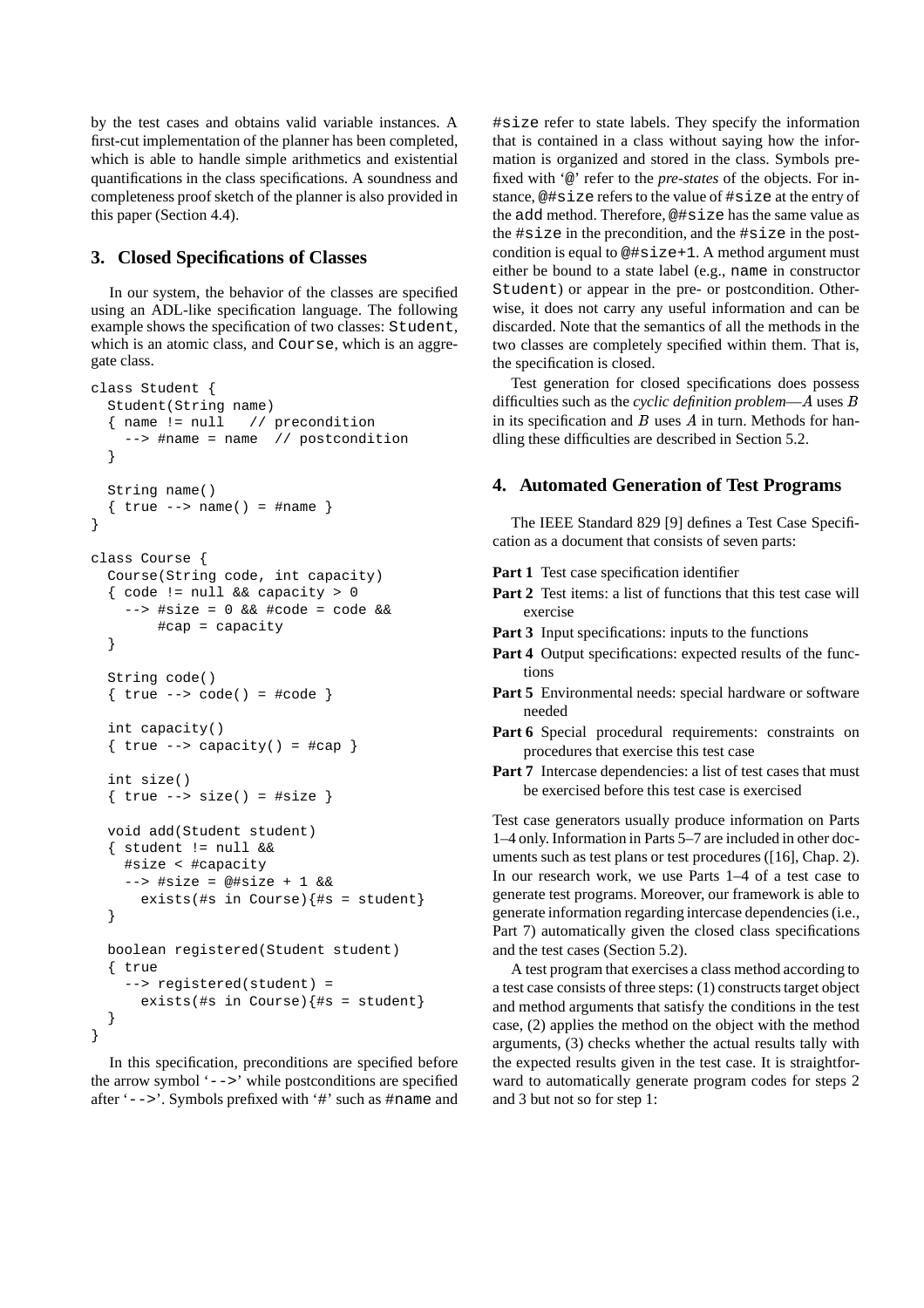by the test cases and obtains valid variable instances. A first-cut implementation of the planner has been completed, which is able to handle simple arithmetics and existential quantifications in the class specifications. A soundness and completeness proof sketch of the planner is also provided in this paper (Section 4.4).

## 3. Closed Specifications of Classes

In our system, the behavior of the classes are specified using an ADL-like specification language. The following example shows the specification of two classes: `Student`, which is an atomic class, and `Course`, which is an aggregate class.

```
class Student {
  Student(String name)
  { name != null   // precondition
    --> #name = name  // postcondition
  }

  String name()
  { true --> name() = #name }
}

class Course {
  Course(String code, int capacity)
  { code != null && capacity > 0
    --> #size = 0 && #code = code &&
        #cap = capacity
  }

  String code()
  { true --> code() = #code }

  int capacity()
  { true --> capacity() = #cap }

  int size()
  { true --> size() = #size }

  void add(Student student)
  { student != null &&
    #size < #capacity
    --> #size = @#size + 1 &&
      exists(#s in Course){#s = student}
  }

  boolean registered(Student student)
  { true
    --> registered(student) =
      exists(#s in Course){#s = student}
  }
}
```

In this specification, preconditions are specified before the arrow symbol '`-->`' while postconditions are specified after '`-->`'. Symbols prefixed with '#' such as `#name` and `#size` refer to state labels. They specify the information that is contained in a class without saying how the information is organized and stored in the class. Symbols prefixed with '`@`' refer to the *pre-states* of the objects. For instance, `@#size` refers to the value of `#size` at the entry of the `add` method. Therefore, `@#size` has the same value as the `#size` in the precondition, and the `#size` in the postcondition is equal to `@#size+1`. A method argument must either be bound to a state label (e.g., `name` in constructor `Student`) or appear in the pre- or postcondition. Otherwise, it does not carry any useful information and can be discarded. Note that the semantics of all the methods in the two classes are completely specified within them. That is, the specification is closed.

Test generation for closed specifications does possess difficulties such as the *cyclic definition problem*—$A$ uses $B$ in its specification and $B$ uses $A$ in turn. Methods for handling these difficulties are described in Section 5.2.

## 4. Automated Generation of Test Programs

The IEEE Standard 829 [9] defines a Test Case Specification as a document that consists of seven parts:

- **Part 1** Test case specification identifier
- **Part 2** Test items: a list of functions that this test case will exercise
- **Part 3** Input specifications: inputs to the functions
- **Part 4** Output specifications: expected results of the functions
- **Part 5** Environmental needs: special hardware or software needed
- **Part 6** Special procedural requirements: constraints on procedures that exercise this test case
- **Part 7** Intercase dependencies: a list of test cases that must be exercised before this test case is exercised

Test case generators usually produce information on Parts 1–4 only. Information in Parts 5–7 are included in other documents such as test plans or test procedures ([16], Chap. 2). In our research work, we use Parts 1–4 of a test case to generate test programs. Moreover, our framework is able to generate information regarding intercase dependencies (i.e., Part 7) automatically given the closed class specifications and the test cases (Section 5.2).

A test program that exercises a class method according to a test case consists of three steps: (1) constructs target object and method arguments that satisfy the conditions in the test case, (2) applies the method on the object with the method arguments, (3) checks whether the actual results tally with the expected results given in the test case. It is straightforward to automatically generate program codes for steps 2 and 3 but not so for step 1: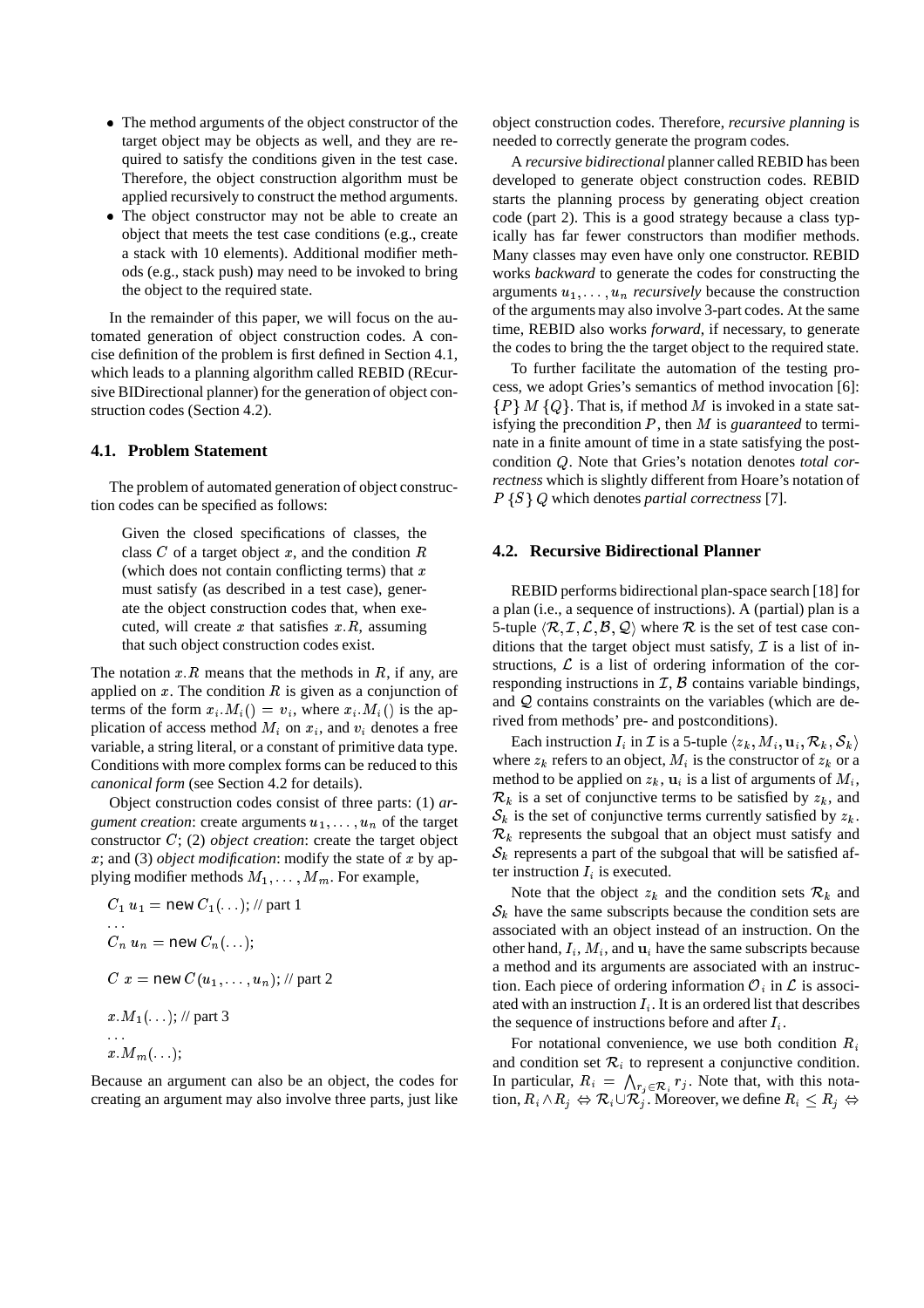- The method arguments of the object constructor of the target object may be objects as well, and they are required to satisfy the conditions given in the test case. Therefore, the object construction algorithm must be applied recursively to construct the method arguments.
- The object constructor may not be able to create an object that meets the test case conditions (e.g., create a stack with 10 elements). Additional modifier methods (e.g., stack push) may need to be invoked to bring the object to the required state.

In the remainder of this paper, we will focus on the automated generation of object construction codes. A concise definition of the problem is first defined in Section 4.1, which leads to a planning algorithm called REBID (REcursive BIDirectional planner) for the generation of object construction codes (Section 4.2).

### 4.1. Problem Statement

The problem of automated generation of object construction codes can be specified as follows:

> Given the closed specifications of classes, the class $C$ of a target object $x$, and the condition $R$ (which does not contain conflicting terms) that $x$ must satisfy (as described in a test case), generate the object construction codes that, when executed, will create $x$ that satisfies $x.R$, assuming that such object construction codes exist.

The notation $x.R$ means that the methods in $R$, if any, are applied on $x$. The condition $R$ is given as a conjunction of terms of the form $x_i.M_i() = v_i$, where $x_i.M_i()$ is the application of access method $M_i$ on $x_i$, and $v_i$ denotes a free variable, a string literal, or a constant of primitive data type. Conditions with more complex forms can be reduced to this *canonical form* (see Section 4.2 for details).

Object construction codes consist of three parts: (1) *argument creation*: create arguments $u_1, \ldots, u_n$ of the target constructor $C$; (2) *object creation*: create the target object $x$; and (3) *object modification*: modify the state of $x$ by applying modifier methods $M_1, \ldots, M_m$. For example,

$C_1\ u_1 = \mathsf{new}\ C_1(\ldots)$; // part 1
$\ldots$
$C_n\ u_n = \mathsf{new}\ C_n(\ldots)$;

$C\ x = \mathsf{new}\ C(u_1, \ldots, u_n)$; // part 2

$x.M_1(\ldots)$; // part 3
$\ldots$
$x.M_m(\ldots)$;

Because an argument can also be an object, the codes for creating an argument may also involve three parts, just like object construction codes. Therefore, *recursive planning* is needed to correctly generate the program codes.

A *recursive bidirectional* planner called REBID has been developed to generate object construction codes. REBID starts the planning process by generating object creation code (part 2). This is a good strategy because a class typically has far fewer constructors than modifier methods. Many classes may even have only one constructor. REBID works *backward* to generate the codes for constructing the arguments $u_1, \ldots, u_n$ *recursively* because the construction of the arguments may also involve 3-part codes. At the same time, REBID also works *forward*, if necessary, to generate the codes to bring the the target object to the required state.

To further facilitate the automation of the testing process, we adopt Gries's semantics of method invocation [6]: $\{P\}\ M\ \{Q\}$. That is, if method $M$ is invoked in a state satisfying the precondition $P$, then $M$ is *guaranteed* to terminate in a finite amount of time in a state satisfying the postcondition $Q$. Note that Gries's notation denotes *total correctness* which is slightly different from Hoare's notation of $P\ \{S\}\ Q$ which denotes *partial correctness* [7].

### 4.2. Recursive Bidirectional Planner

REBID performs bidirectional plan-space search [18] for a plan (i.e., a sequence of instructions). A (partial) plan is a 5-tuple $\langle \mathcal{R}, \mathcal{I}, \mathcal{L}, \mathcal{B}, \mathcal{Q} \rangle$ where $\mathcal{R}$ is the set of test case conditions that the target object must satisfy, $\mathcal{I}$ is a list of instructions, $\mathcal{L}$ is a list of ordering information of the corresponding instructions in $\mathcal{I}$, $\mathcal{B}$ contains variable bindings, and $\mathcal{Q}$ contains constraints on the variables (which are derived from methods' pre- and postconditions).

Each instruction $I_i$ in $\mathcal{I}$ is a 5-tuple $\langle z_k, M_i, \mathbf{u}_i, \mathcal{R}_k, \mathcal{S}_k \rangle$ where $z_k$ refers to an object, $M_i$ is the constructor of $z_k$ or a method to be applied on $z_k$, $\mathbf{u}_i$ is a list of arguments of $M_i$, $\mathcal{R}_k$ is a set of conjunctive terms to be satisfied by $z_k$, and $\mathcal{S}_k$ is the set of conjunctive terms currently satisfied by $z_k$. $\mathcal{R}_k$ represents the subgoal that an object must satisfy and $\mathcal{S}_k$ represents a part of the subgoal that will be satisfied after instruction $I_i$ is executed.

Note that the object $z_k$ and the condition sets $\mathcal{R}_k$ and $\mathcal{S}_k$ have the same subscripts because the condition sets are associated with an object instead of an instruction. On the other hand, $I_i$, $M_i$, and $\mathbf{u}_i$ have the same subscripts because a method and its arguments are associated with an instruction. Each piece of ordering information $\mathcal{O}_i$ in $\mathcal{L}$ is associated with an instruction $I_i$. It is an ordered list that describes the sequence of instructions before and after $I_i$.

For notational convenience, we use both condition $R_i$ and condition set $\mathcal{R}_i$ to represent a conjunctive condition. In particular, $R_i = \bigwedge_{r_j \in \mathcal{R}_i} r_j$. Note that, with this notation, $R_i \wedge R_j \Leftrightarrow \mathcal{R}_i \cup \mathcal{R}_j$. Moreover, we define $R_i \leq R_j \Leftrightarrow$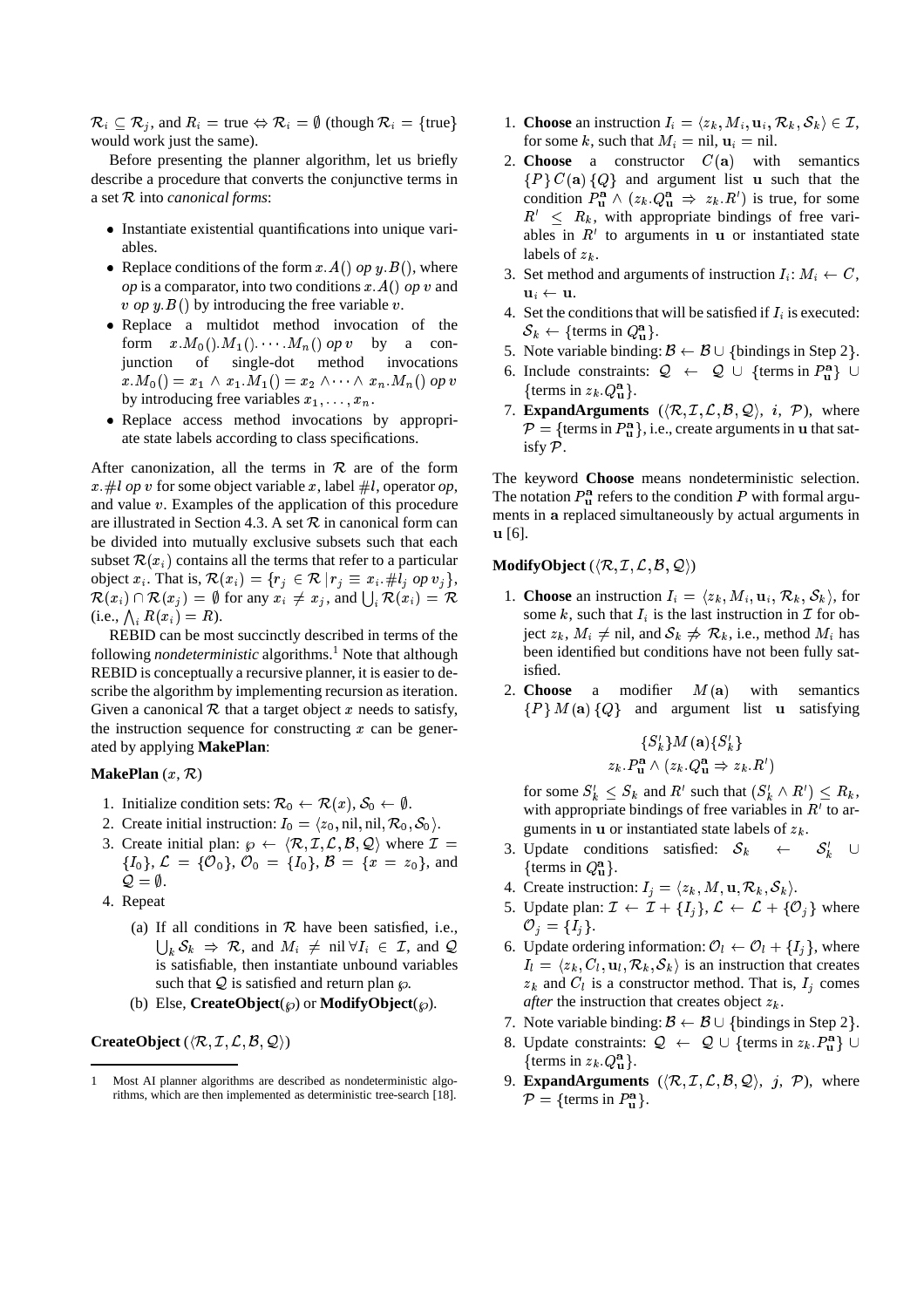$\mathcal{R}_i \subseteq \mathcal{R}_j$, and $R_i = \text{true} \Leftrightarrow \mathcal{R}_i = \emptyset$ (though $\mathcal{R}_i = \{\text{true}\}$ would work just the same).

Before presenting the planner algorithm, let us briefly describe a procedure that converts the conjunctive terms in a set $\mathcal{R}$ into *canonical forms*:

- Instantiate existential quantifications into unique variables.
- Replace conditions of the form $x.A()$ *op* $y.B()$, where *op* is a comparator, into two conditions $x.A()$ *op* $v$ and $v$ *op* $y.B()$ by introducing the free variable $v$.
- Replace a multidot method invocation of the form $x.M_0().M_1(). \cdots .M_n()$ *op* $v$ by a conjunction of single-dot method invocations $x.M_0() = x_1 \wedge x_1.M_1() = x_2 \wedge \cdots \wedge x_n.M_n()$ *op* $v$ by introducing free variables $x_1, \ldots, x_n$.
- Replace access method invocations by appropriate state labels according to class specifications.

After canonization, all the terms in $\mathcal{R}$ are of the form $x.\#l$ *op* $v$ for some object variable $x$, label $\#l$, operator *op*, and value $v$. Examples of the application of this procedure are illustrated in Section 4.3. A set $\mathcal{R}$ in canonical form can be divided into mutually exclusive subsets such that each subset $\mathcal{R}(x_i)$ contains all the terms that refer to a particular object $x_i$. That is, $\mathcal{R}(x_i) = \{r_j \in \mathcal{R} \,|\, r_j \equiv x_i.\#l_j \text{ } op \text{ } v_j\}$, $\mathcal{R}(x_i) \cap \mathcal{R}(x_j) = \emptyset$ for any $x_i \neq x_j$, and $\bigcup_i \mathcal{R}(x_i) = \mathcal{R}$ (i.e., $\bigwedge_i R(x_i) = R$).

REBID can be most succinctly described in terms of the following *nondeterministic* algorithms.[1] Note that although REBID is conceptually a recursive planner, it is easier to describe the algorithm by implementing recursion as iteration. Given a canonical $\mathcal{R}$ that a target object $x$ needs to satisfy, the instruction sequence for constructing $x$ can be generated by applying **MakePlan**:

**MakePlan** $(x, \mathcal{R})$

1. Initialize condition sets: $\mathcal{R}_0 \leftarrow \mathcal{R}(x)$, $\mathcal{S}_0 \leftarrow \emptyset$.
2. Create initial instruction: $I_0 = \langle z_0, \text{nil}, \text{nil}, \mathcal{R}_0, \mathcal{S}_0 \rangle$.
3. Create initial plan: $\wp \leftarrow \langle \mathcal{R}, \mathcal{I}, \mathcal{L}, \mathcal{B}, \mathcal{Q} \rangle$ where $\mathcal{I} = \{I_0\}$, $\mathcal{L} = \{\mathcal{O}_0\}$, $\mathcal{O}_0 = \{I_0\}$, $\mathcal{B} = \{x = z_0\}$, and $\mathcal{Q} = \emptyset$.
4. Repeat
   (a) If all conditions in $\mathcal{R}$ have been satisfied, i.e., $\bigcup_k \mathcal{S}_k \Rightarrow \mathcal{R}$, and $M_i \neq \text{nil} \; \forall I_i \in \mathcal{I}$, and $\mathcal{Q}$ is satisfiable, then instantiate unbound variables such that $\mathcal{Q}$ is satisfied and return plan $\wp$.
   (b) Else, **CreateObject**($\wp$) or **ModifyObject**($\wp$).

**CreateObject** $(\langle \mathcal{R}, \mathcal{I}, \mathcal{L}, \mathcal{B}, \mathcal{Q} \rangle)$

1. **Choose** an instruction $I_i = \langle z_k, M_i, \mathbf{u}_i, \mathcal{R}_k, \mathcal{S}_k \rangle \in \mathcal{I}$, for some $k$, such that $M_i = \text{nil}$, $\mathbf{u}_i = \text{nil}$.
2. **Choose** a constructor $C(\mathbf{a})$ with semantics $\{P\}\, C(\mathbf{a})\, \{Q\}$ and argument list $\mathbf{u}$ such that the condition $P^{\mathbf{a}}_{\mathbf{u}} \wedge (z_k.Q^{\mathbf{a}}_{\mathbf{u}} \Rightarrow z_k.R')$ is true, for some $R' \leq R_k$, with appropriate bindings of free variables in $R'$ to arguments in $\mathbf{u}$ or instantiated state labels of $z_k$.
3. Set method and arguments of instruction $I_i$: $M_i \leftarrow C$, $\mathbf{u}_i \leftarrow \mathbf{u}$.
4. Set the conditions that will be satisfied if $I_i$ is executed: $\mathcal{S}_k \leftarrow \{\text{terms in } Q^{\mathbf{a}}_{\mathbf{u}}\}$.
5. Note variable binding: $\mathcal{B} \leftarrow \mathcal{B} \cup \{\text{bindings in Step 2}\}$.
6. Include constraints: $\mathcal{Q} \leftarrow \mathcal{Q} \cup \{\text{terms in } P^{\mathbf{a}}_{\mathbf{u}}\} \cup \{\text{terms in } z_k.Q^{\mathbf{a}}_{\mathbf{u}}\}$.
7. **ExpandArguments** $(\langle \mathcal{R}, \mathcal{I}, \mathcal{L}, \mathcal{B}, \mathcal{Q} \rangle,\ i,\ \mathcal{P})$, where $\mathcal{P} = \{\text{terms in } P^{\mathbf{a}}_{\mathbf{u}}\}$, i.e., create arguments in $\mathbf{u}$ that satisfy $\mathcal{P}$.

The keyword **Choose** means nondeterministic selection. The notation $P^{\mathbf{a}}_{\mathbf{u}}$ refers to the condition $P$ with formal arguments in $\mathbf{a}$ replaced simultaneously by actual arguments in $\mathbf{u}$ [6].

**ModifyObject** $(\langle \mathcal{R}, \mathcal{I}, \mathcal{L}, \mathcal{B}, \mathcal{Q} \rangle)$

1. **Choose** an instruction $I_i = \langle z_k, M_i, \mathbf{u}_i, \mathcal{R}_k, \mathcal{S}_k \rangle$, for some $k$, such that $I_i$ is the last instruction in $\mathcal{I}$ for object $z_k$, $M_i \neq \text{nil}$, and $\mathcal{S}_k \not\Rightarrow \mathcal{R}_k$, i.e., method $M_i$ has been identified but conditions have not been fully satisfied.
2. **Choose** a modifier $M(\mathbf{a})$ with semantics $\{P\}\, M(\mathbf{a})\, \{Q\}$ and argument list $\mathbf{u}$ satisfying
$$\{S'_k\} M(\mathbf{a}) \{S'_k\}$$
$$z_k.P^{\mathbf{a}}_{\mathbf{u}} \wedge (z_k.Q^{\mathbf{a}}_{\mathbf{u}} \Rightarrow z_k.R')$$
for some $S'_k \leq S_k$ and $R'$ such that $(S'_k \wedge R') \leq R_k$, with appropriate bindings of free variables in $R'$ to arguments in $\mathbf{u}$ or instantiated state labels of $z_k$.
3. Update conditions satisfied: $\mathcal{S}_k \leftarrow \mathcal{S}'_k \cup \{\text{terms in } Q^{\mathbf{a}}_{\mathbf{u}}\}$.
4. Create instruction: $I_j = \langle z_k, M, \mathbf{u}, \mathcal{R}_k, \mathcal{S}_k \rangle$.
5. Update plan: $\mathcal{I} \leftarrow \mathcal{I} + \{I_j\}$, $\mathcal{L} \leftarrow \mathcal{L} + \{\mathcal{O}_j\}$ where $\mathcal{O}_j = \{I_j\}$.
6. Update ordering information: $\mathcal{O}_l \leftarrow \mathcal{O}_l + \{I_j\}$, where $I_l = \langle z_k, C_l, \mathbf{u}_l, \mathcal{R}_k, \mathcal{S}_k \rangle$ is an instruction that creates $z_k$ and $C_l$ is a constructor method. That is, $I_j$ comes *after* the instruction that creates object $z_k$.
7. Note variable binding: $\mathcal{B} \leftarrow \mathcal{B} \cup \{\text{bindings in Step 2}\}$.
8. Update constraints: $\mathcal{Q} \leftarrow \mathcal{Q} \cup \{\text{terms in } z_k.P^{\mathbf{a}}_{\mathbf{u}}\} \cup \{\text{terms in } z_k.Q^{\mathbf{a}}_{\mathbf{u}}\}$.
9. **ExpandArguments** $(\langle \mathcal{R}, \mathcal{I}, \mathcal{L}, \mathcal{B}, \mathcal{Q} \rangle,\ j,\ \mathcal{P})$, where $\mathcal{P} = \{\text{terms in } P^{\mathbf{a}}_{\mathbf{u}}\}$.

---

[1] Most AI planner algorithms are described as nondeterministic algorithms, which are then implemented as deterministic tree-search [18].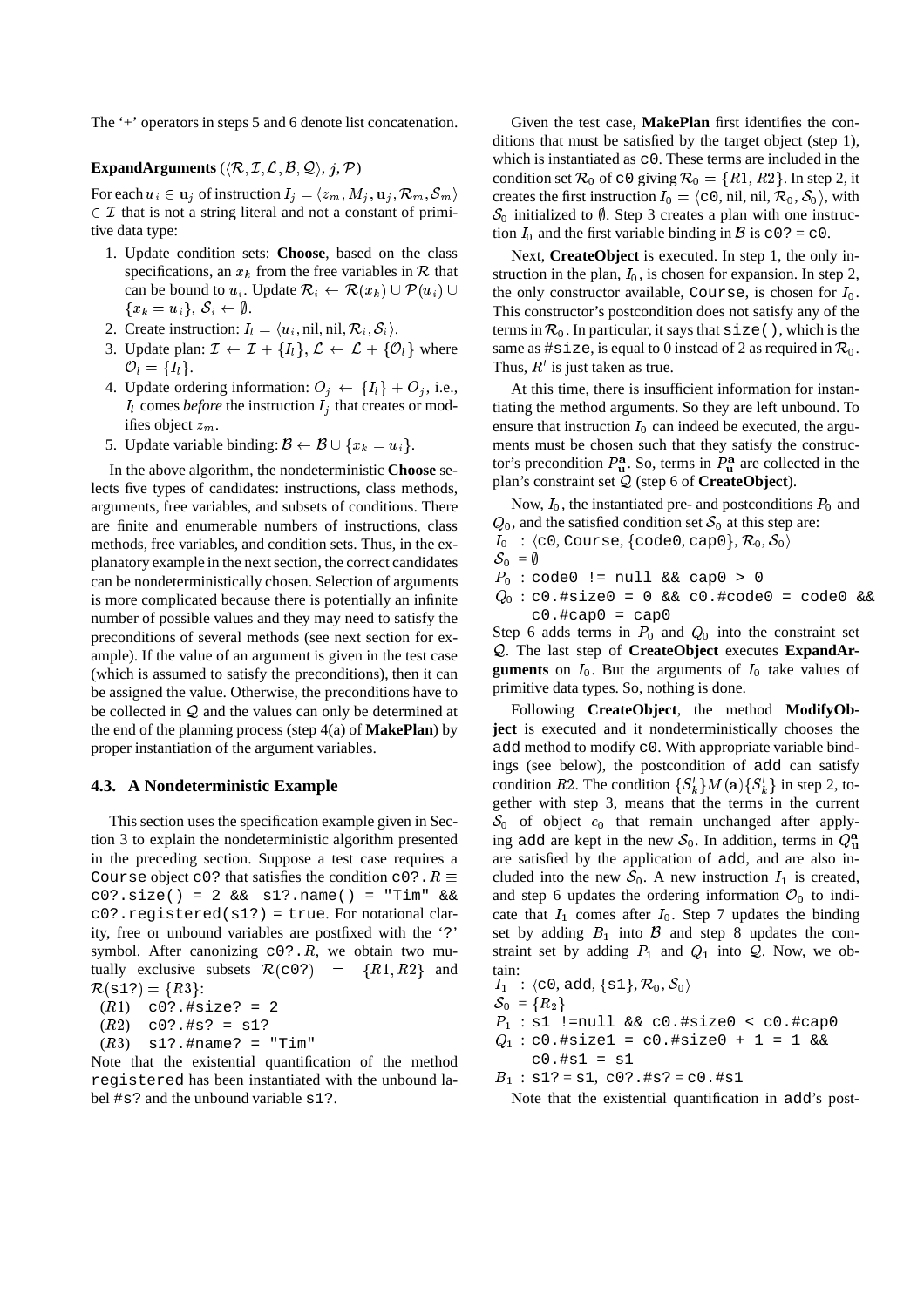The '+' operators in steps 5 and 6 denote list concatenation.

**ExpandArguments** ($\langle \mathcal{R}, \mathcal{I}, \mathcal{L}, \mathcal{B}, \mathcal{Q} \rangle$, $j$, $\mathcal{P}$)

For each $u_i \in \mathbf{u}_j$ of instruction $I_j = \langle z_m, M_j, \mathbf{u}_j, \mathcal{R}_m, \mathcal{S}_m \rangle \in \mathcal{I}$ that is not a string literal and not a constant of primitive data type:

1. Update condition sets: **Choose**, based on the class specifications, an $x_k$ from the free variables in $\mathcal{R}$ that can be bound to $u_i$. Update $\mathcal{R}_i \leftarrow \mathcal{R}(x_k) \cup \mathcal{P}(u_i) \cup \{x_k = u_i\}$, $\mathcal{S}_i \leftarrow \emptyset$.
2. Create instruction: $I_l = \langle u_i, \text{nil}, \text{nil}, \mathcal{R}_i, \mathcal{S}_i \rangle$.
3. Update plan: $\mathcal{I} \leftarrow \mathcal{I} + \{I_l\}$, $\mathcal{L} \leftarrow \mathcal{L} + \{\mathcal{O}_l\}$ where $\mathcal{O}_l = \{I_l\}$.
4. Update ordering information: $O_j \leftarrow \{I_l\} + O_j$, i.e., $I_l$ comes *before* the instruction $I_j$ that creates or modifies object $z_m$.
5. Update variable binding: $\mathcal{B} \leftarrow \mathcal{B} \cup \{x_k = u_i\}$.

In the above algorithm, the nondeterministic **Choose** selects five types of candidates: instructions, class methods, arguments, free variables, and subsets of conditions. There are finite and enumerable numbers of instructions, class methods, free variables, and condition sets. Thus, in the explanatory example in the next section, the correct candidates can be nondeterministically chosen. Selection of arguments is more complicated because there is potentially an infinite number of possible values and they may need to satisfy the preconditions of several methods (see next section for example). If the value of an argument is given in the test case (which is assumed to satisfy the preconditions), then it can be assigned the value. Otherwise, the preconditions have to be collected in $\mathcal{Q}$ and the values can only be determined at the end of the planning process (step 4(a) of **MakePlan**) by proper instantiation of the argument variables.

### 4.3. A Nondeterministic Example

This section uses the specification example given in Section 3 to explain the nondeterministic algorithm presented in the preceding section. Suppose a test case requires a `Course` object `c0?` that satisfies the condition `c0?.`$R \equiv$ `c0?.size() = 2 && s1?.name() = "Tim" && c0?.registered(s1?) = true`. For notational clarity, free or unbound variables are postfixed with the '?' symbol. After canonizing `c0?.`$R$, we obtain two mutually exclusive subsets $\mathcal{R}$(`c0?`) $= \{R1, R2\}$ and $\mathcal{R}$(`s1?`) $= \{R3\}$:

($R1$) `c0?.#size? = 2`
($R2$) `c0?.#s? = s1?`
($R3$) `s1?.#name? = "Tim"`

Note that the existential quantification of the method `registered` has been instantiated with the unbound label `#s?` and the unbound variable `s1?`.

Given the test case, **MakePlan** first identifies the conditions that must be satisfied by the target object (step 1), which is instantiated as `c0`. These terms are included in the condition set $\mathcal{R}_0$ of `c0` giving $\mathcal{R}_0 = \{R1, R2\}$. In step 2, it creates the first instruction $I_0 = \langle$`c0`, nil, nil, $\mathcal{R}_0, \mathcal{S}_0\rangle$, with $\mathcal{S}_0$ initialized to $\emptyset$. Step 3 creates a plan with one instruction $I_0$ and the first variable binding in $\mathcal{B}$ is `c0? = c0`.

Next, **CreateObject** is executed. In step 1, the only instruction in the plan, $I_0$, is chosen for expansion. In step 2, the only constructor available, `Course`, is chosen for $I_0$. This constructor's postcondition does not satisfy any of the terms in $\mathcal{R}_0$. In particular, it says that `size()`, which is the same as `#size`, is equal to 0 instead of 2 as required in $\mathcal{R}_0$. Thus, $R'$ is just taken as true.

At this time, there is insufficient information for instantiating the method arguments. So they are left unbound. To ensure that instruction $I_0$ can indeed be executed, the arguments must be chosen such that they satisfy the constructor's precondition $P^{\mathbf{a}}_{\mathbf{u}}$. So, terms in $P^{\mathbf{a}}_{\mathbf{u}}$ are collected in the plan's constraint set $\mathcal{Q}$ (step 6 of **CreateObject**).

Now, $I_0$, the instantiated pre- and postconditions $P_0$ and $Q_0$, and the satisfied condition set $\mathcal{S}_0$ at this step are:

$I_0$ : $\langle$`c0`, `Course`, {`code0`, `cap0`}, $\mathcal{R}_0, \mathcal{S}_0\rangle$
$\mathcal{S}_0 = \emptyset$
$P_0$ : `code0 != null && cap0 > 0`
$Q_0$ : `c0.#size0 = 0 && c0.#code0 = code0 && c0.#cap0 = cap0`

Step 6 adds terms in $P_0$ and $Q_0$ into the constraint set $\mathcal{Q}$. The last step of **CreateObject** executes **ExpandArguments** on $I_0$. But the arguments of $I_0$ take values of primitive data types. So, nothing is done.

Following **CreateObject**, the method **ModifyObject** is executed and it nondeterministically chooses the `add` method to modify `c0`. With appropriate variable bindings (see below), the postcondition of `add` can satisfy condition $R2$. The condition $\{S'_k\}M(\mathbf{a})\{S'_k\}$ in step 2, together with step 3, means that the terms in the current $\mathcal{S}_0$ of object $c_0$ that remain unchanged after applying `add` are kept in the new $\mathcal{S}_0$. In addition, terms in $Q^{\mathbf{a}}_{\mathbf{u}}$ are satisfied by the application of `add`, and are also included into the new $\mathcal{S}_0$. A new instruction $I_1$ is created, and step 6 updates the ordering information $\mathcal{O}_0$ to indicate that $I_1$ comes after $I_0$. Step 7 updates the binding set by adding $B_1$ into $\mathcal{B}$ and step 8 updates the constraint set by adding $P_1$ and $Q_1$ into $\mathcal{Q}$. Now, we obtain:

$I_1$ : $\langle$`c0`, `add`, {`s1`}, $\mathcal{R}_0, \mathcal{S}_0\rangle$
$\mathcal{S}_0 = \{R_2\}$
$P_1$ : `s1 !=null && c0.#size0 < c0.#cap0`
$Q_1$ : `c0.#size1 = c0.#size0 + 1 = 1 && c0.#s1 = s1`
$B_1$ : `s1? = s1`, `c0?.#s? = c0.#s1`

Note that the existential quantification in `add`'s post-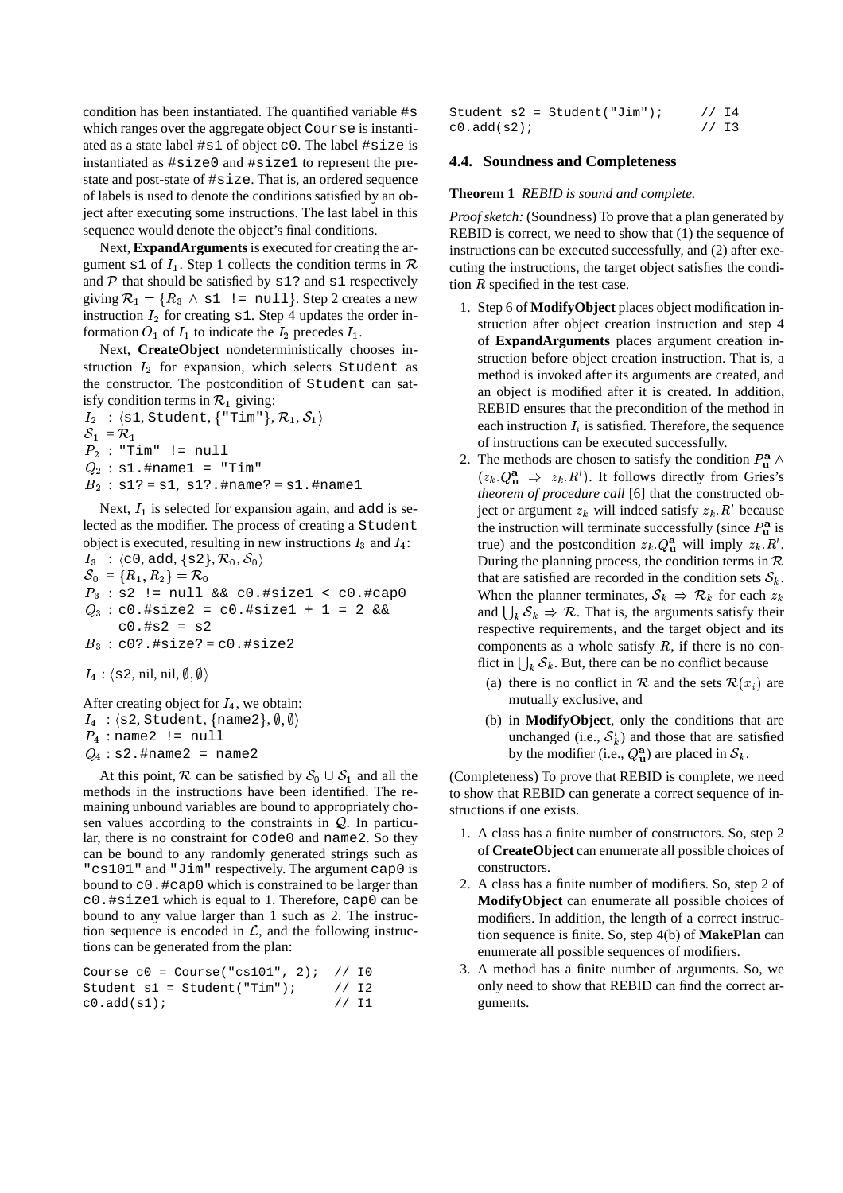condition has been instantiated. The quantified variable `#s` which ranges over the aggregate object `Course` is instantiated as a state label `#s1` of object `c0`. The label `#size` is instantiated as `#size0` and `#size1` to represent the pre-state and post-state of `#size`. That is, an ordered sequence of labels is used to denote the conditions satisfied by an object after executing some instructions. The last label in this sequence would denote the object's final conditions.

Next, **ExpandArguments** is executed for creating the argument `s1` of $I_1$. Step 1 collects the condition terms in $\mathcal{R}$ and $\mathcal{P}$ that should be satisfied by `s1?` and `s1` respectively giving $\mathcal{R}_1 = \{R_3 \wedge$ `s1 != null`$\}$. Step 2 creates a new instruction $I_2$ for creating `s1`. Step 4 updates the order information $O_1$ of $I_1$ to indicate the $I_2$ precedes $I_1$.

Next, **CreateObject** nondeterministically chooses instruction $I_2$ for expansion, which selects `Student` as the constructor. The postcondition of `Student` can satisfy condition terms in $\mathcal{R}_1$ giving:

$I_2$ : $\langle$`s1`, `Student`, $\{$`"Tim"`$\}$, $\mathcal{R}_1, \mathcal{S}_1\rangle$
$\mathcal{S}_1 = \mathcal{R}_1$
$P_2$ : `"Tim" != null`
$Q_2$ : `s1.#name1 = "Tim"`
$B_2$ : `s1? = s1`, `s1?.#name? = s1.#name1`

Next, $I_1$ is selected for expansion again, and `add` is selected as the modifier. The process of creating a `Student` object is executed, resulting in new instructions $I_3$ and $I_4$:

$I_3$ : $\langle$`c0`, `add`, $\{$`s2`$\}$, $\mathcal{R}_0, \mathcal{S}_0\rangle$
$\mathcal{S}_0 = \{R_1, R_2\} = \mathcal{R}_0$
$P_3$ : `s2 != null && c0.#size1 < c0.#cap0`
$Q_3$ : `c0.#size2 = c0.#size1 + 1 = 2 && c0.#s2 = s2`
$B_3$ : `c0?.#size? = c0.#size2`

$I_4$ : $\langle$`s2`, nil, nil, $\emptyset, \emptyset\rangle$

After creating object for $I_4$, we obtain:

$I_4$ : $\langle$`s2`, `Student`, $\{$`name2`$\}$, $\emptyset, \emptyset\rangle$
$P_4$ : `name2 != null`
$Q_4$ : `s2.#name2 = name2`

At this point, $\mathcal{R}$ can be satisfied by $\mathcal{S}_0 \cup \mathcal{S}_1$ and all the methods in the instructions have been identified. The remaining unbound variables are bound to appropriately chosen values according to the constraints in $\mathcal{Q}$. In particular, there is no constraint for `code0` and `name2`. So they can be bound to any randomly generated strings such as `"cs101"` and `"Jim"` respectively. The argument `cap0` is bound to `c0.#cap0` which is constrained to be larger than `c0.#size1` which is equal to 1. Therefore, `cap0` can be bound to any value larger than 1 such as 2. The instruction sequence is encoded in $\mathcal{L}$, and the following instructions can be generated from the plan:

```
Course c0 = Course("cs101", 2);  // I0
Student s1 = Student("Tim");     // I2
c0.add(s1);                      // I1
Student s2 = Student("Jim");     // I4
c0.add(s2);                      // I3
```

### 4.4. Soundness and Completeness

**Theorem 1** *REBID is sound and complete.*

*Proof sketch:* (Soundness) To prove that a plan generated by REBID is correct, we need to show that (1) the sequence of instructions can be executed successfully, and (2) after executing the instructions, the target object satisfies the condition $R$ specified in the test case.

1. Step 6 of **ModifyObject** places object modification instruction after object creation instruction and step 4 of **ExpandArguments** places argument creation instruction before object creation instruction. That is, a method is invoked after its arguments are created, and an object is modified after it is created. In addition, REBID ensures that the precondition of the method in each instruction $I_i$ is satisfied. Therefore, the sequence of instructions can be executed successfully.
2. The methods are chosen to satisfy the condition $P^{\mathbf{a}}_{\mathbf{u}} \wedge (z_k.Q^{\mathbf{a}}_{\mathbf{u}} \Rightarrow z_k.R')$. It follows directly from Gries's *theorem of procedure call* [6] that the constructed object or argument $z_k$ will indeed satisfy $z_k.R'$ because the instruction will terminate successfully (since $P^{\mathbf{a}}_{\mathbf{u}}$ is true) and the postcondition $z_k.Q^{\mathbf{a}}_{\mathbf{u}}$ will imply $z_k.R'$. During the planning process, the condition terms in $\mathcal{R}$ that are satisfied are recorded in the condition sets $\mathcal{S}_k$. When the planner terminates, $\mathcal{S}_k \Rightarrow \mathcal{R}_k$ for each $z_k$ and $\bigcup_k \mathcal{S}_k \Rightarrow \mathcal{R}$. That is, the arguments satisfy their respective requirements, and the target object and its components as a whole satisfy $R$, if there is no conflict in $\bigcup_k \mathcal{S}_k$. But, there can be no conflict because
   (a) there is no conflict in $\mathcal{R}$ and the sets $\mathcal{R}(x_i)$ are mutually exclusive, and
   (b) in **ModifyObject**, only the conditions that are unchanged (i.e., $\mathcal{S}'_k$) and those that are satisfied by the modifier (i.e., $Q^{\mathbf{a}}_{\mathbf{u}}$) are placed in $\mathcal{S}_k$.

(Completeness) To prove that REBID is complete, we need to show that REBID can generate a correct sequence of instructions if one exists.

1. A class has a finite number of constructors. So, step 2 of **CreateObject** can enumerate all possible choices of constructors.
2. A class has a finite number of modifiers. So, step 2 of **ModifyObject** can enumerate all possible choices of modifiers. In addition, the length of a correct instruction sequence is finite. So, step 4(b) of **MakePlan** can enumerate all possible sequences of modifiers.
3. A method has a finite number of arguments. So, we only need to show that REBID can find the correct arguments.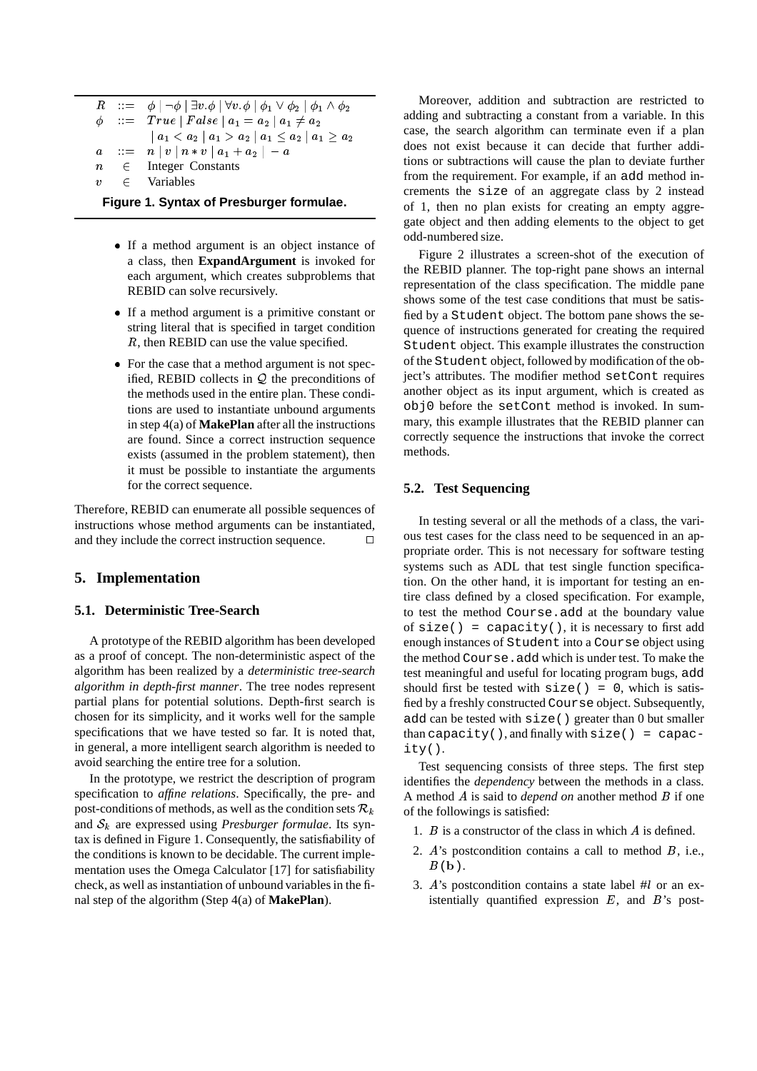$$
\begin{array}{lcl}
R & ::= & \phi \mid \neg\phi \mid \exists v.\phi \mid \forall v.\phi \mid \phi_1 \vee \phi_2 \mid \phi_1 \wedge \phi_2 \\
\phi & ::= & True \mid False \mid a_1 = a_2 \mid a_1 \neq a_2 \\
 & & \mid a_1 < a_2 \mid a_1 > a_2 \mid a_1 \leq a_2 \mid a_1 \geq a_2 \\
a & ::= & n \mid v \mid n * v \mid a_1 + a_2 \mid -a \\
n & \in & \text{Integer Constants} \\
v & \in & \text{Variables}
\end{array}
$$

**Figure 1. Syntax of Presburger formulae.**

- If a method argument is an object instance of a class, then **ExpandArgument** is invoked for each argument, which creates subproblems that REBID can solve recursively.
- If a method argument is a primitive constant or string literal that is specified in target condition $R$, then REBID can use the value specified.
- For the case that a method argument is not specified, REBID collects in $\mathcal{Q}$ the preconditions of the methods used in the entire plan. These conditions are used to instantiate unbound arguments in step 4(a) of **MakePlan** after all the instructions are found. Since a correct instruction sequence exists (assumed in the problem statement), then it must be possible to instantiate the arguments for the correct sequence.

Therefore, REBID can enumerate all possible sequences of instructions whose method arguments can be instantiated, and they include the correct instruction sequence. □

## 5. Implementation

### 5.1. Deterministic Tree-Search

A prototype of the REBID algorithm has been developed as a proof of concept. The non-deterministic aspect of the algorithm has been realized by a *deterministic tree-search algorithm in depth-first manner*. The tree nodes represent partial plans for potential solutions. Depth-first search is chosen for its simplicity, and it works well for the sample specifications that we have tested so far. It is noted that, in general, a more intelligent search algorithm is needed to avoid searching the entire tree for a solution.

In the prototype, we restrict the description of program specification to *affine relations*. Specifically, the pre- and post-conditions of methods, as well as the condition sets $\mathcal{R}_k$ and $\mathcal{S}_k$ are expressed using *Presburger formulae*. Its syntax is defined in Figure 1. Consequently, the satisfiability of the conditions is known to be decidable. The current implementation uses the Omega Calculator [17] for satisfiability check, as well as instantiation of unbound variables in the final step of the algorithm (Step 4(a) of **MakePlan**).

Moreover, addition and subtraction are restricted to adding and subtracting a constant from a variable. In this case, the search algorithm can terminate even if a plan does not exist because it can decide that further additions or subtractions will cause the plan to deviate further from the requirement. For example, if an `add` method increments the `size` of an aggregate class by 2 instead of 1, then no plan exists for creating an empty aggregate object and then adding elements to the object to get odd-numbered size.

Figure 2 illustrates a screen-shot of the execution of the REBID planner. The top-right pane shows an internal representation of the class specification. The middle pane shows some of the test case conditions that must be satisfied by a `Student` object. The bottom pane shows the sequence of instructions generated for creating the required `Student` object. This example illustrates the construction of the `Student` object, followed by modification of the object's attributes. The modifier method `setCont` requires another object as its input argument, which is created as `obj0` before the `setCont` method is invoked. In summary, this example illustrates that the REBID planner can correctly sequence the instructions that invoke the correct methods.

### 5.2. Test Sequencing

In testing several or all the methods of a class, the various test cases for the class need to be sequenced in an appropriate order. This is not necessary for software testing systems such as ADL that test single function specification. On the other hand, it is important for testing an entire class defined by a closed specification. For example, to test the method `Course.add` at the boundary value of `size() = capacity()`, it is necessary to first add enough instances of `Student` into a `Course` object using the method `Course.add` which is under test. To make the test meaningful and useful for locating program bugs, `add` should first be tested with `size() = 0`, which is satisfied by a freshly constructed `Course` object. Subsequently, `add` can be tested with `size()` greater than 0 but smaller than `capacity()`, and finally with `size() = capacity()`.

Test sequencing consists of three steps. The first step identifies the *dependency* between the methods in a class. A method $A$ is said to *depend on* another method $B$ if one of the followings is satisfied:

1. $B$ is a constructor of the class in which $A$ is defined.
2. $A$'s postcondition contains a call to method $B$, i.e., $B(\mathbf{b})$.
3. $A$'s postcondition contains a state label *#l* or an existentially quantified expression $E$, and $B$'s post-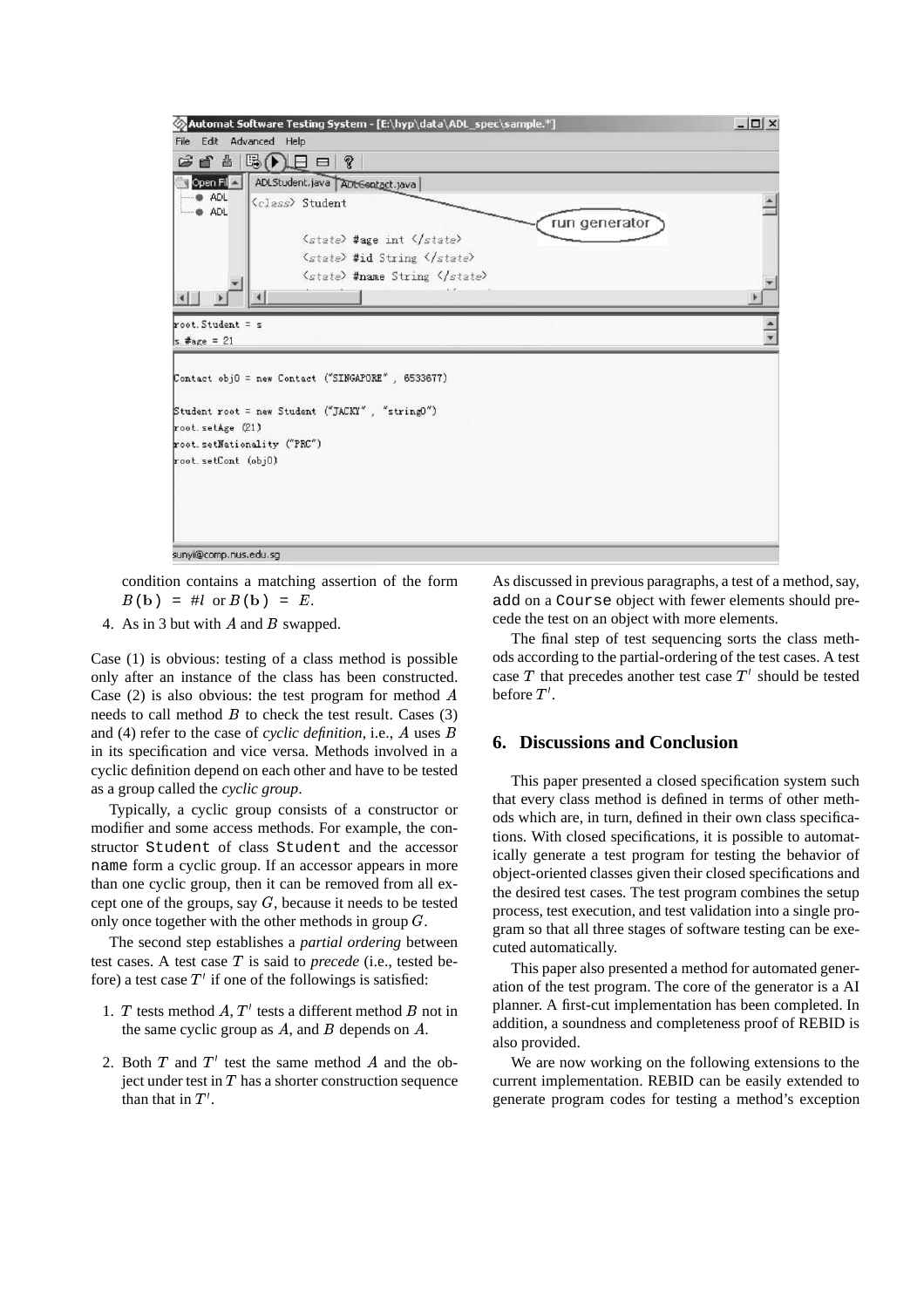condition contains a matching assertion of the form $B(\mathbf{b}) = \#l$ or $B(\mathbf{b}) = E$.

4. As in 3 but with $A$ and $B$ swapped.

Case (1) is obvious: testing of a class method is possible only after an instance of the class has been constructed. Case (2) is also obvious: the test program for method $A$ needs to call method $B$ to check the test result. Cases (3) and (4) refer to the case of *cyclic definition*, i.e., $A$ uses $B$ in its specification and vice versa. Methods involved in a cyclic definition depend on each other and have to be tested as a group called the *cyclic group*.

Typically, a cyclic group consists of a constructor or modifier and some access methods. For example, the constructor Student of class Student and the accessor name form a cyclic group. If an accessor appears in more than one cyclic group, then it can be removed from all except one of the groups, say $G$, because it needs to be tested only once together with the other methods in group $G$.

The second step establishes a *partial ordering* between test cases. A test case $T$ is said to *precede* (i.e., tested before) a test case $T'$ if one of the followings is satisfied:

1. $T$ tests method $A$, $T'$ tests a different method $B$ not in the same cyclic group as $A$, and $B$ depends on $A$.
2. Both $T$ and $T'$ test the same method $A$ and the object under test in $T$ has a shorter construction sequence than that in $T'$.

As discussed in previous paragraphs, a test of a method, say, add on a Course object with fewer elements should precede the test on an object with more elements.

The final step of test sequencing sorts the class methods according to the partial-ordering of the test cases. A test case $T$ that precedes another test case $T'$ should be tested before $T'$.

## 6. Discussions and Conclusion

This paper presented a closed specification system such that every class method is defined in terms of other methods which are, in turn, defined in their own class specifications. With closed specifications, it is possible to automatically generate a test program for testing the behavior of object-oriented classes given their closed specifications and the desired test cases. The test program combines the setup process, test execution, and test validation into a single program so that all three stages of software testing can be executed automatically.

This paper also presented a method for automated generation of the test program. The core of the generator is a AI planner. A first-cut implementation has been completed. In addition, a soundness and completeness proof of REBID is also provided.

We are now working on the following extensions to the current implementation. REBID can be easily extended to generate program codes for testing a method's exception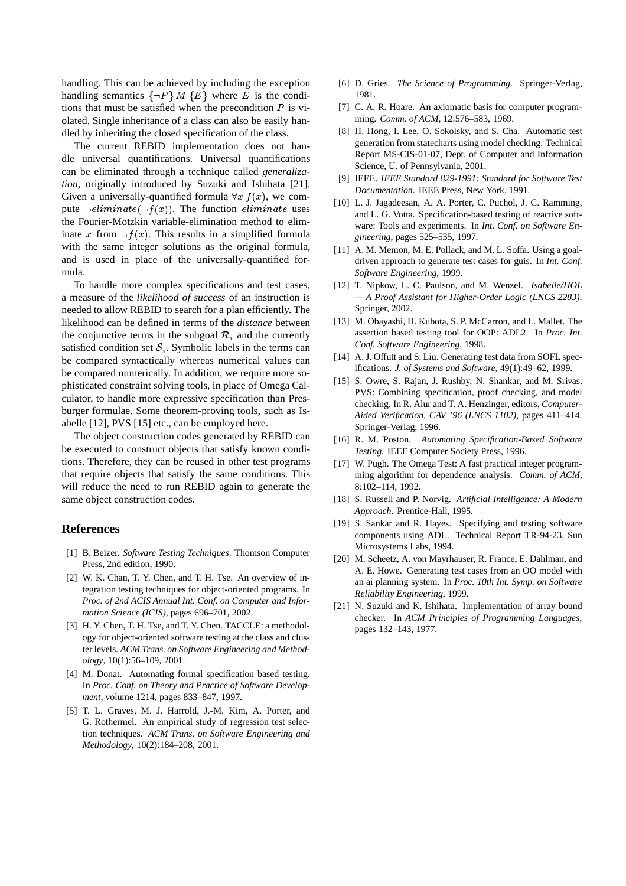handling. This can be achieved by including the exception handling semantics $\{\neg P\}\, M\, \{E\}$ where $E$ is the conditions that must be satisfied when the precondition $P$ is violated. Single inheritance of a class can also be easily handled by inheriting the closed specification of the class.

The current REBID implementation does not handle universal quantifications. Universal quantifications can be eliminated through a technique called *generalization*, originally introduced by Suzuki and Ishihata [21]. Given a universally-quantified formula $\forall x\, f(x)$, we compute $\neg eliminate(\neg f(x))$. The function $eliminate$ uses the Fourier-Motzkin variable-elimination method to eliminate $x$ from $\neg f(x)$. This results in a simplified formula with the same integer solutions as the original formula, and is used in place of the universally-quantified formula.

To handle more complex specifications and test cases, a measure of the *likelihood of success* of an instruction is needed to allow REBID to search for a plan efficiently. The likelihood can be defined in terms of the *distance* between the conjunctive terms in the subgoal $\mathcal{R}_i$ and the currently satisfied condition set $\mathcal{S}_i$. Symbolic labels in the terms can be compared syntactically whereas numerical values can be compared numerically. In addition, we require more sophisticated constraint solving tools, in place of Omega Calculator, to handle more expressive specification than Presburger formulae. Some theorem-proving tools, such as Isabelle [12], PVS [15] etc., can be employed here.

The object construction codes generated by REBID can be executed to construct objects that satisfy known conditions. Therefore, they can be reused in other test programs that require objects that satisfy the same conditions. This will reduce the need to run REBID again to generate the same object construction codes.

## References

[1] B. Beizer. *Software Testing Techniques*. Thomson Computer Press, 2nd edition, 1990.

[2] W. K. Chan, T. Y. Chen, and T. H. Tse. An overview of integration testing techniques for object-oriented programs. In *Proc. of 2nd ACIS Annual Int. Conf. on Computer and Information Science (ICIS)*, pages 696–701, 2002.

[3] H. Y. Chen, T. H. Tse, and T. Y. Chen. TACCLE: a methodology for object-oriented software testing at the class and cluster levels. *ACM Trans. on Software Engineering and Methodology*, 10(1):56–109, 2001.

[4] M. Donat. Automating formal specification based testing. In *Proc. Conf. on Theory and Practice of Software Development*, volume 1214, pages 833–847, 1997.

[5] T. L. Graves, M. J. Harrold, J.-M. Kim, A. Porter, and G. Rothermel. An empirical study of regression test selection techniques. *ACM Trans. on Software Engineering and Methodology*, 10(2):184–208, 2001.

[6] D. Gries. *The Science of Programming*. Springer-Verlag, 1981.

[7] C. A. R. Hoare. An axiomatic basis for computer programming. *Comm. of ACM*, 12:576–583, 1969.

[8] H. Hong, I. Lee, O. Sokolsky, and S. Cha. Automatic test generation from statecharts using model checking. Technical Report MS-CIS-01-07, Dept. of Computer and Information Science, U. of Pennsylvania, 2001.

[9] IEEE. *IEEE Standard 829-1991: Standard for Software Test Documentation*. IEEE Press, New York, 1991.

[10] L. J. Jagadeesan, A. A. Porter, C. Puchol, J. C. Ramming, and L. G. Votta. Specification-based testing of reactive software: Tools and experiments. In *Int. Conf. on Software Engineering*, pages 525–535, 1997.

[11] A. M. Memon, M. E. Pollack, and M. L. Soffa. Using a goal-driven approach to generate test cases for guis. In *Int. Conf. Software Engineering*, 1999.

[12] T. Nipkow, L. C. Paulson, and M. Wenzel. *Isabelle/HOL — A Proof Assistant for Higher-Order Logic (LNCS 2283)*. Springer, 2002.

[13] M. Obayashi, H. Kubota, S. P. McCarron, and L. Mallet. The assertion based testing tool for OOP: ADL2. In *Proc. Int. Conf. Software Engineering*, 1998.

[14] A. J. Offutt and S. Liu. Generating test data from SOFL specifications. *J. of Systems and Software*, 49(1):49–62, 1999.

[15] S. Owre, S. Rajan, J. Rushby, N. Shankar, and M. Srivas. PVS: Combining specification, proof checking, and model checking. In R. Alur and T. A. Henzinger, editors, *Computer-Aided Verification, CAV '96 (LNCS 1102)*, pages 411–414. Springer-Verlag, 1996.

[16] R. M. Poston. *Automating Specification-Based Software Testing*. IEEE Computer Society Press, 1996.

[17] W. Pugh. The Omega Test: A fast practical integer programming algorithm for dependence analysis. *Comm. of ACM*, 8:102–114, 1992.

[18] S. Russell and P. Norvig. *Artificial Intelligence: A Modern Approach*. Prentice-Hall, 1995.

[19] S. Sankar and R. Hayes. Specifying and testing software components using ADL. Technical Report TR-94-23, Sun Microsystems Labs, 1994.

[20] M. Scheetz, A. von Mayrhauser, R. France, E. Dahlman, and A. E. Howe. Generating test cases from an OO model with an ai planning system. In *Proc. 10th Int. Symp. on Software Reliability Engineering*, 1999.

[21] N. Suzuki and K. Ishihata. Implementation of array bound checker. In *ACM Principles of Programming Languages*, pages 132–143, 1977.